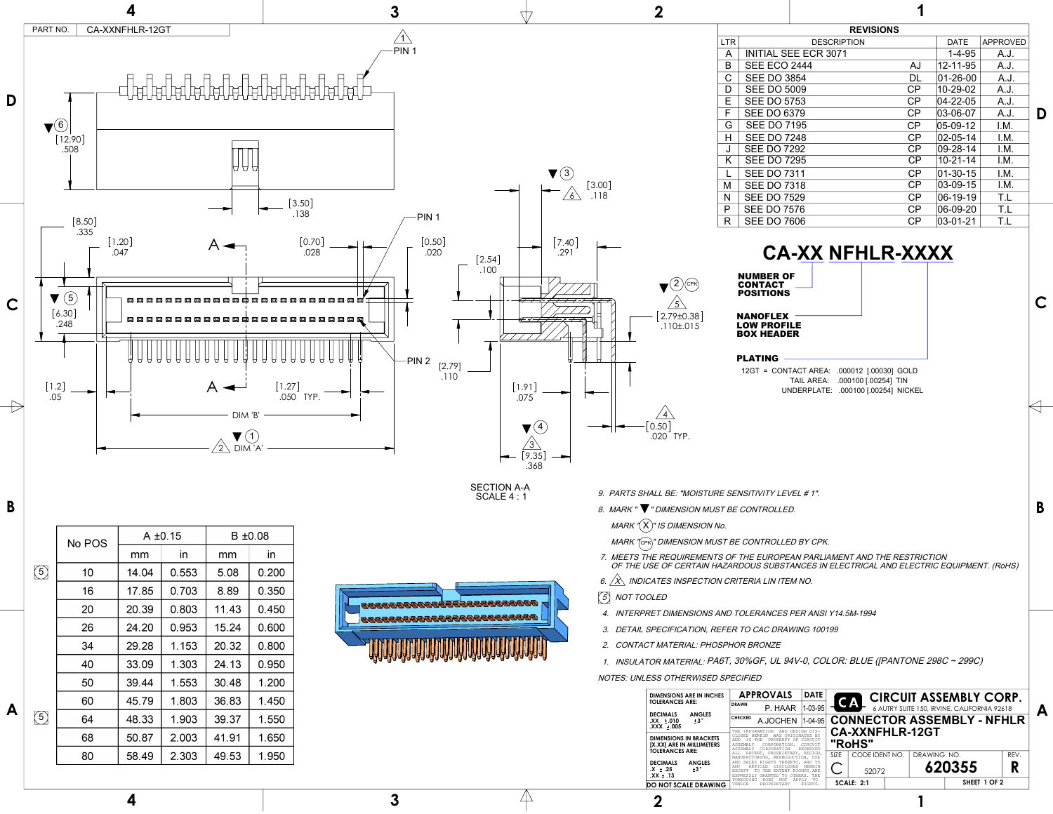PART NO. CA-XXNFHLR-12GT

## REVISIONS

| LTR | DESCRIPTION | | DATE | APPROVED |
|---|---|---|---|---|
| A | INITIAL SEE ECR 3071 | | 1-4-95 | A.J. |
| B | SEE ECO 2444 | AJ | 12-11-95 | A.J. |
| C | SEE DO 3854 | DL | 01-26-00 | A.J. |
| D | SEE DO 5009 | CP | 10-29-02 | A.J. |
| E | SEE DO 5753 | CP | 04-22-05 | A.J. |
| F | SEE DO 6379 | CP | 03-06-07 | A.J. |
| G | SEE DO 7195 | CP | 05-09-12 | I.M. |
| H | SEE DO 7248 | CP | 02-05-14 | I.M. |
| J | SEE DO 7292 | CP | 09-28-14 | I.M. |
| K | SEE DO 7295 | CP | 10-21-14 | I.M. |
| L | SEE DO 7311 | CP | 01-30-15 | I.M. |
| M | SEE DO 7318 | CP | 03-09-15 | I.M. |
| N | SEE DO 7529 | CP | 06-19-19 | T.L |
| P | SEE DO 7576 | CP | 06-09-20 | T.L |
| R | SEE DO 7606 | CP | 03-01-21 | T.L |

## CA-XX NFHLR-XXXX

- NUMBER OF CONTACT POSITIONS
- NANOFLEX LOW PROFILE BOX HEADER
- PLATING
  - 12GT = CONTACT AREA: .000012 [.00030] GOLD
  - TAIL AREA: .000100 [.00254] TIN
  - UNDERPLATE: .000100 [.00254] NICKEL

PIN 1

PIN 2

⑥ [12.90] .508

[3.50] .138

[8.50] .335

[1.20] .047

[0.70] .028

[0.50] .020

⑤ [6.30] .248

[1.2] .05

[1.27] .050 TYP.

DIM 'B'

① ② DIM 'A'

A — A

③ ⑥ [3.00] .118

[7.40] .291

[2.54] .100

② CPK ⑤ [2.79±0.38] .110±.015

[2.79] .110

[1.91] .075

④ ③ [9.35] .368

④ [0.50] .020 TYP.

SECTION A-A
SCALE 4 : 1

| No POS | A ±0.15 | | B ±0.08 | |
|---|---|---|---|---|
| | mm | in | mm | in |
| 10 ⑤ | 14.04 | 0.553 | 5.08 | 0.200 |
| 16 | 17.85 | 0.703 | 8.89 | 0.350 |
| 20 | 20.39 | 0.803 | 11.43 | 0.450 |
| 26 | 24.20 | 0.953 | 15.24 | 0.600 |
| 34 | 29.28 | 1.153 | 20.32 | 0.800 |
| 40 | 33.09 | 1.303 | 24.13 | 0.950 |
| 50 | 39.44 | 1.553 | 30.48 | 1.200 |
| 60 | 45.79 | 1.803 | 36.83 | 1.450 |
| 64 ⑤ | 48.33 | 1.903 | 39.37 | 1.550 |
| 68 | 50.87 | 2.003 | 41.91 | 1.650 |
| 80 | 58.49 | 2.303 | 49.53 | 1.950 |

NOTES: UNLESS OTHERWISED SPECIFIED

1. *INSULATOR MATERIAL: PA6T, 30%GF, UL 94V-0, COLOR: BLUE ([PANTONE 298C ~ 299C)*
2. *CONTACT MATERIAL: PHOSPHOR BRONZE*
3. *DETAIL SPECIFICATION, REFER TO CAC DRAWING 100199*
4. *INTERPRET DIMENSIONS AND TOLERANCES PER ANSI Y14.5M-1994*
5. *NOT TOOLED*
6. *INDICATES INSPECTION CRITERIA LIN ITEM NO.*
7. *MEETS THE REQUIREMENTS OF THE EUROPEAN PARLIAMENT AND THE RESTRICTION OF THE USE OF CERTAIN HAZARDOUS SUBSTANCES IN ELECTRICAL AND ELECTRIC EQUIPMENT. (RoHS)*
8. *MARK "▼" DIMENSION MUST BE CONTROLLED.*
   *MARK "(X)" IS DIMENSION No.*
   *MARK "(CPK)" DIMENSION MUST BE CONTROLLED BY CPK.*
9. *PARTS SHALL BE: "MOISTURE SENSITIVITY LEVEL # 1".*

DIMENSIONS ARE IN INCHES TOLERANCES ARE:
DECIMALS .XX ±.010 .XXX ±.005 ANGLES ±3°

DIMENSIONS IN BRACKETS [X.XX] ARE IN MILLIMETERS TOLERANCES ARE:
DECIMALS .X ±.25 .XX ±.13 ANGLES ±3°

DO NOT SCALE DRAWING

| APPROVALS | | DATE |
|---|---|---|
| DRAWN | P. HAAR | 1-03-95 |
| CHECKED | A.JOCHEN | 1-04-95 |

THE INFORMATION AND DESIGN DISCLOSED HEREIN WAS ORIGINATED BY AND IS THE PROPERTY OF CIRCUIT ASSEMBLY CORPORATION. CIRCUIT ASSEMBLY CORPORATION RESERVES ALL PATENT, PROPRIETARY, DESIGN, MANUFACTURING, REPRODUCTION, USE AND SALES RIGHTS THERETO, AND TO ANY ARTICLE DISCLOSED HEREIN EXCEPT TO THE EXTENT RIGHTS ARE EXPRESSLY GRANTED TO OTHERS. THE FOREGOING DOES NOT APPLY TO VENDOR PROPRIETARY RIGHTS.

**CIRCUIT ASSEMBLY CORP.**
6 AUTRY SUITE 150, IRVINE, CALIFORNIA 92618

**CONNECTOR ASSEMBLY - NFHLR CA-XXNFHLR-12GT "RoHS"**

| SIZE | CODE IDENT NO. | DRAWING NO. | REV. |
|---|---|---|---|
| C | 52072 | 620355 | R |

SCALE: 2:1 SHEET 1 OF 2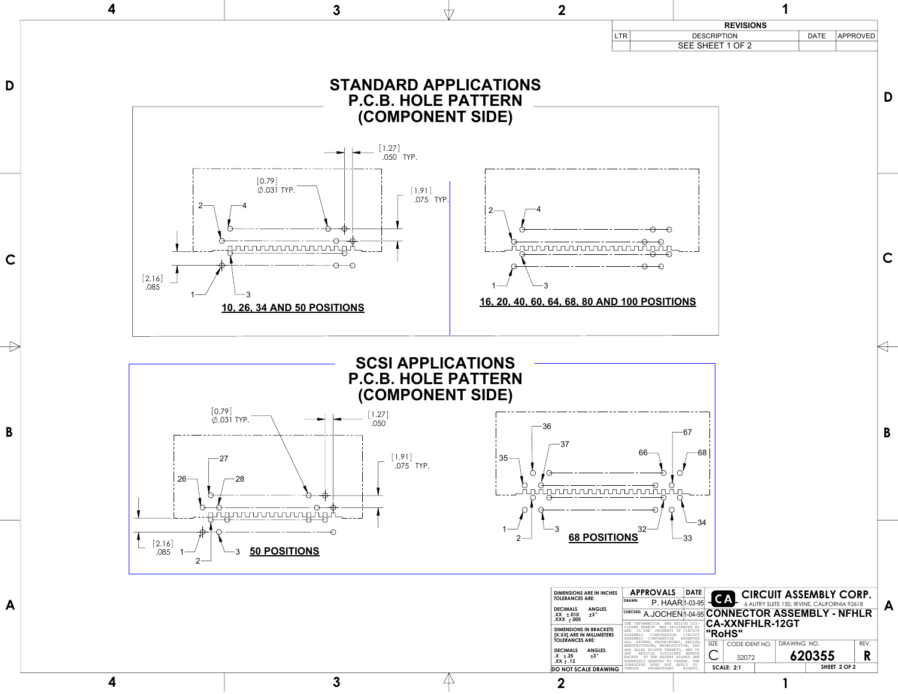| REVISIONS | | | |
|---|---|---|---|
| LTR | DESCRIPTION | DATE | APPROVED |
| | SEE SHEET 1 OF 2 | | |

## STANDARD APPLICATIONS P.C.B. HOLE PATTERN (COMPONENT SIDE)

[1.27]
.050 TYP.

[0.79]
∅.031 TYP.

[1.91]
.075 TYP.

[2.16]
.085

2 4 1 3

**10, 26, 34 AND 50 POSITIONS**

2 4 1 3

**16, 20, 40, 60, 64, 68, 80 AND 100 POSITIONS**

## SCSI APPLICATIONS P.C.B. HOLE PATTERN (COMPONENT SIDE)

[0.79]
∅.031 TYP.

[1.27]
.050

[1.91]
.075 TYP.

[2.16]
.085

27 26 28 1 2 3

**50 POSITIONS**

36 37 35 67 66 68 1 2 3 32 34 33

**68 POSITIONS**

| | | | |
|---|---|---|---|
| DIMENSIONS ARE IN INCHES TOLERANCES ARE: DECIMALS .XX ±.010 .XXX ±.005 ANGLES ±3° | APPROVALS | DATE | CIRCUIT ASSEMBLY CORP. 6 AUTRY SUITE 150, IRVINE, CALIFORNIA 92618 |
| | DRAWN P. HAAR | 1-03-95 | |
| | CHECKED A.JOCHEN | 1-04-95 | CONNECTOR ASSEMBLY - NFHLR CA-XXNFHLR-12GT "RoHS" |
| DIMENSIONS IN BRACKETS [X.XX] ARE IN MILLIMETERS TOLERANCES ARE: DECIMALS .X ±.25 .XX ±.13 ANGLES ±3° | THE INFORMATION AND DESIGN DISCLOSED HEREIN WAS ORIGINATED BY AND IS THE PROPERTY OF CIRCUIT ASSEMBLY CORPORATION. CIRCUIT ASSEMBLY CORPORATION RESERVES ALL PATENT, PROPRIETARY, DESIGN, MANUFACTURING, REPRODUCTION, USE AND SALES RIGHTS THERETO, AND TO ANY ARTICLE DISCLOSED HEREIN EXCEPT TO THE EXTENT RIGHTS ARE EXPRESSLY GRANTED TO OTHERS. THE FOREGOING DOES NOT APPLY TO VENDOR PROPRIETARY RIGHTS. | | SIZE C / CODE IDENT NO. 52072 / DRAWING NO. 620355 / REV. R |
| DO NOT SCALE DRAWING | | | SCALE: 2:1 / SHEET 2 OF 2 |